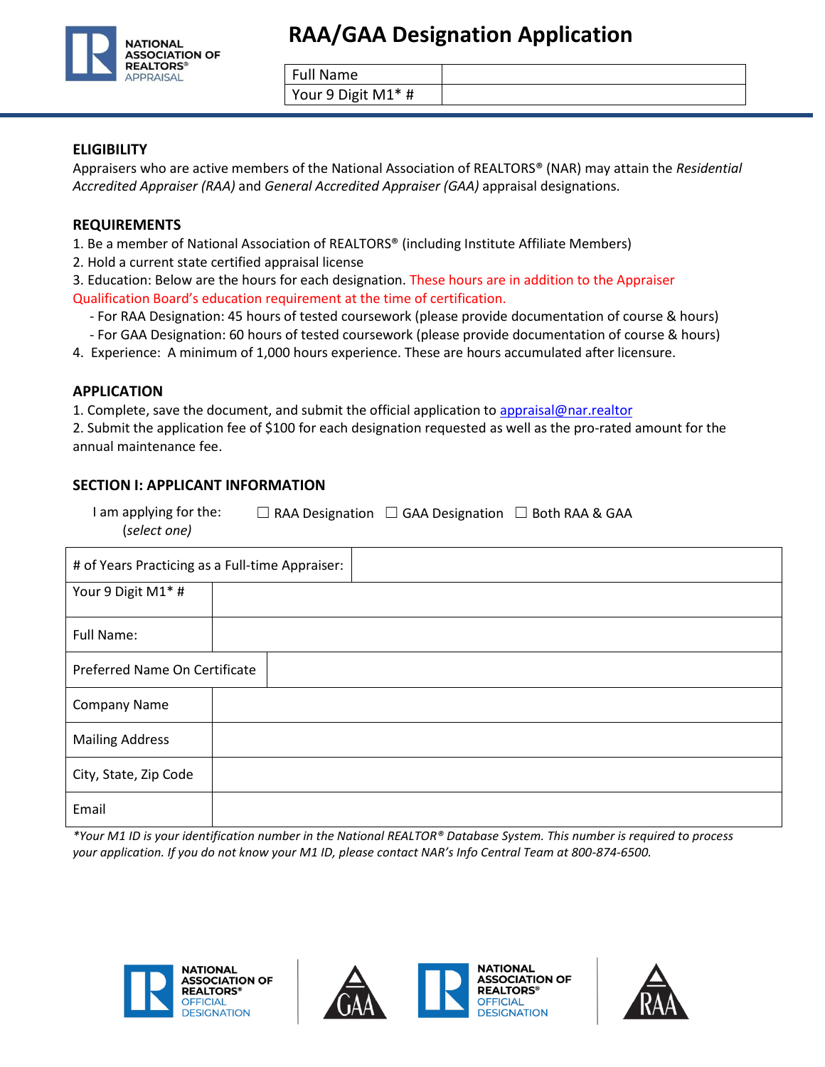# RAA/GAA Designation Application

| Full Name | |
|---|---|
| Your 9 Digit M1* # | |

## ELIGIBILITY

Appraisers who are active members of the National Association of REALTORS® (NAR) may attain the *Residential Accredited Appraiser (RAA)* and *General Accredited Appraiser (GAA)* appraisal designations.

## REQUIREMENTS

1. Be a member of National Association of REALTORS® (including Institute Affiliate Members)
2. Hold a current state certified appraisal license
3. Education: Below are the hours for each designation. These hours are in addition to the Appraiser Qualification Board's education requirement at the time of certification.
   - For RAA Designation: 45 hours of tested coursework (please provide documentation of course & hours)
   - For GAA Designation: 60 hours of tested coursework (please provide documentation of course & hours)
4. Experience: A minimum of 1,000 hours experience. These are hours accumulated after licensure.

## APPLICATION

1. Complete, save the document, and submit the official application to appraisal@nar.realtor
2. Submit the application fee of $100 for each designation requested as well as the pro-rated amount for the annual maintenance fee.

## SECTION I: APPLICANT INFORMATION

I am applying for the: (*select one*) ☐ RAA Designation ☐ GAA Designation ☐ Both RAA & GAA

| # of Years Practicing as a Full-time Appraiser: | |
|---|---|
| Your 9 Digit M1* # | |
| Full Name: | |
| Preferred Name On Certificate | |
| Company Name | |
| Mailing Address | |
| City, State, Zip Code | |
| Email | |

*\*Your M1 ID is your identification number in the National REALTOR® Database System. This number is required to process your application. If you do not know your M1 ID, please contact NAR's Info Central Team at 800-874-6500.*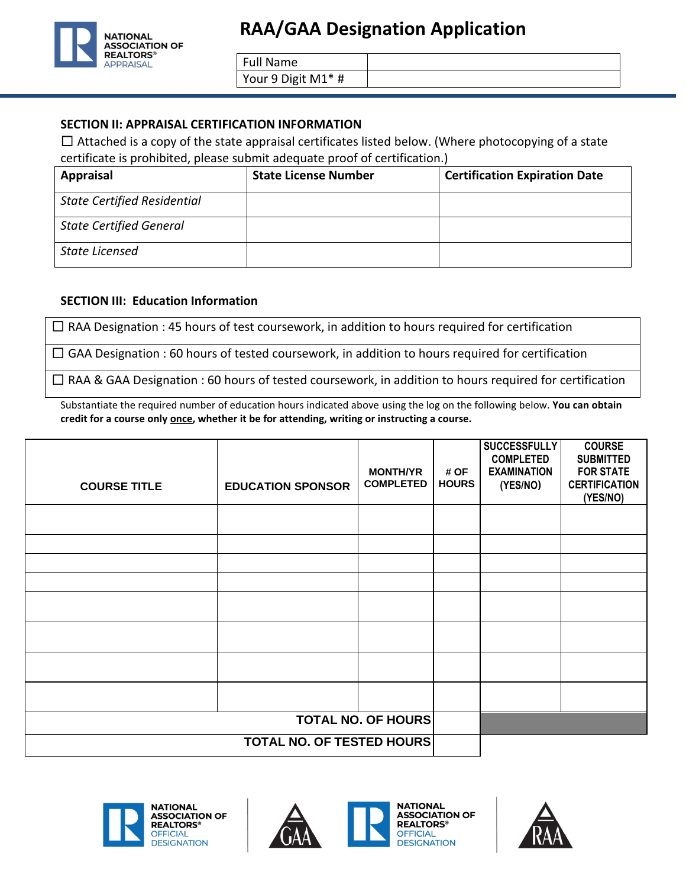# RAA/GAA Designation Application

| Full Name | |
|---|---|
| Your 9 Digit M1* # | |

### SECTION II: APPRAISAL CERTIFICATION INFORMATION

☐ Attached is a copy of the state appraisal certificates listed below. (Where photocopying of a state certificate is prohibited, please submit adequate proof of certification.)

| Appraisal | State License Number | Certification Expiration Date |
|---|---|---|
| *State Certified Residential* | | |
| *State Certified General* | | |
| *State Licensed* | | |

### SECTION III: Education Information

☐ RAA Designation : 45 hours of test coursework, in addition to hours required for certification

☐ GAA Designation : 60 hours of tested coursework, in addition to hours required for certification

☐ RAA & GAA Designation : 60 hours of tested coursework, in addition to hours required for certification

Substantiate the required number of education hours indicated above using the log on the following below. **You can obtain credit for a course only once, whether it be for attending, writing or instructing a course.**

| COURSE TITLE | EDUCATION SPONSOR | MONTH/YR COMPLETED | # OF HOURS | SUCCESSFULLY COMPLETED EXAMINATION (YES/NO) | COURSE SUBMITTED FOR STATE CERTIFICATION (YES/NO) |
|---|---|---|---|---|---|
| | | | | | |
| | | | | | |
| | | | | | |
| | | | | | |
| | | | | | |
| | | | | | |
| | | | | | |
| | | | | | |
| | | TOTAL NO. OF HOURS | | | |
| | | TOTAL NO. OF TESTED HOURS | | | |

NATIONAL ASSOCIATION OF REALTORS® OFFICIAL DESIGNATION

GAA

NATIONAL ASSOCIATION OF REALTORS® OFFICIAL DESIGNATION

RAA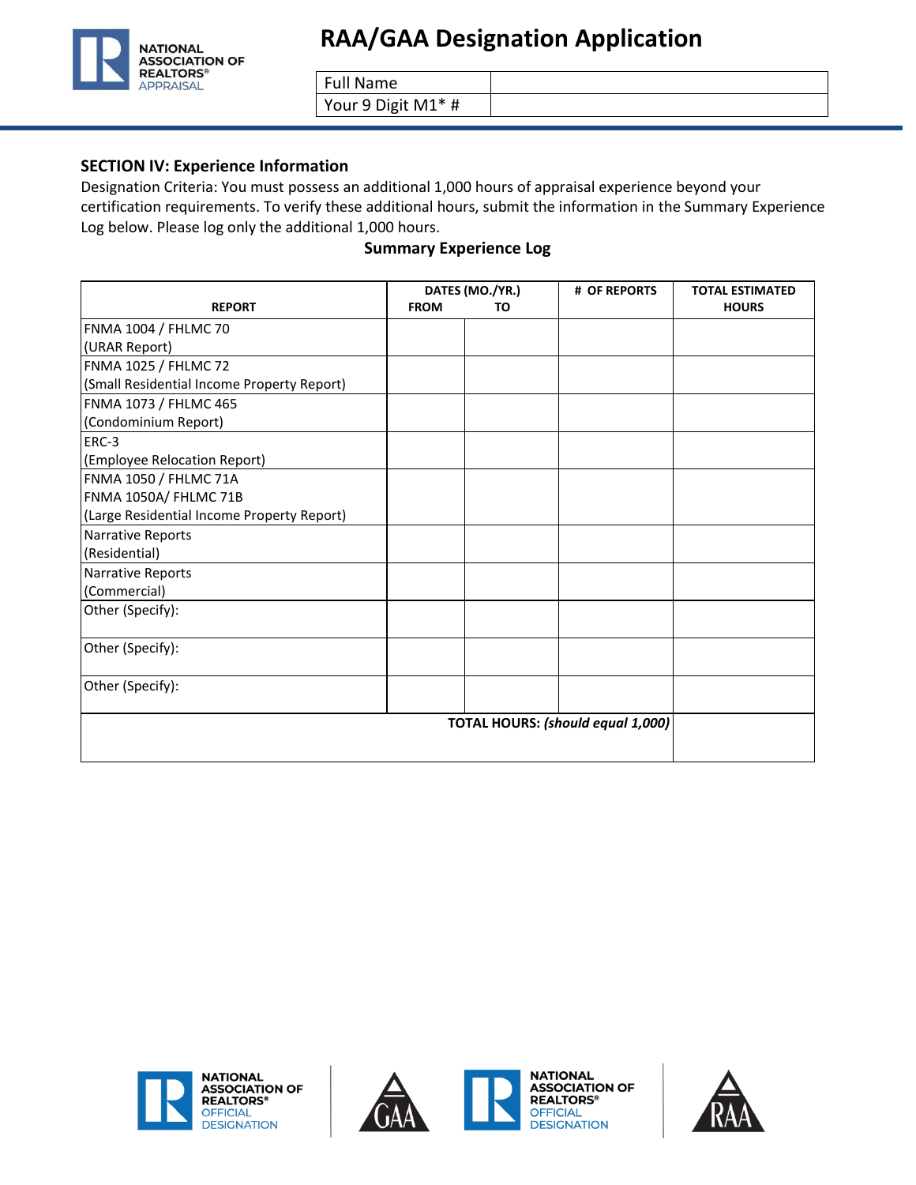# RAA/GAA Designation Application

| Full Name | |
|---|---|
| Your 9 Digit M1* # | |

## SECTION IV: Experience Information

Designation Criteria: You must possess an additional 1,000 hours of appraisal experience beyond your certification requirements. To verify these additional hours, submit the information in the Summary Experience Log below. Please log only the additional 1,000 hours.

**Summary Experience Log**

| REPORT | DATES (MO./YR.) FROM | TO | # OF REPORTS | TOTAL ESTIMATED HOURS |
|---|---|---|---|---|
| FNMA 1004 / FHLMC 70 (URAR Report) | | | | |
| FNMA 1025 / FHLMC 72 (Small Residential Income Property Report) | | | | |
| FNMA 1073 / FHLMC 465 (Condominium Report) | | | | |
| ERC-3 (Employee Relocation Report) | | | | |
| FNMA 1050 / FHLMC 71A FNMA 1050A/ FHLMC 71B (Large Residential Income Property Report) | | | | |
| Narrative Reports (Residential) | | | | |
| Narrative Reports (Commercial) | | | | |
| Other (Specify): | | | | |
| Other (Specify): | | | | |
| Other (Specify): | | | | |
| **TOTAL HOURS:** ***(should equal 1,000)*** | | | | |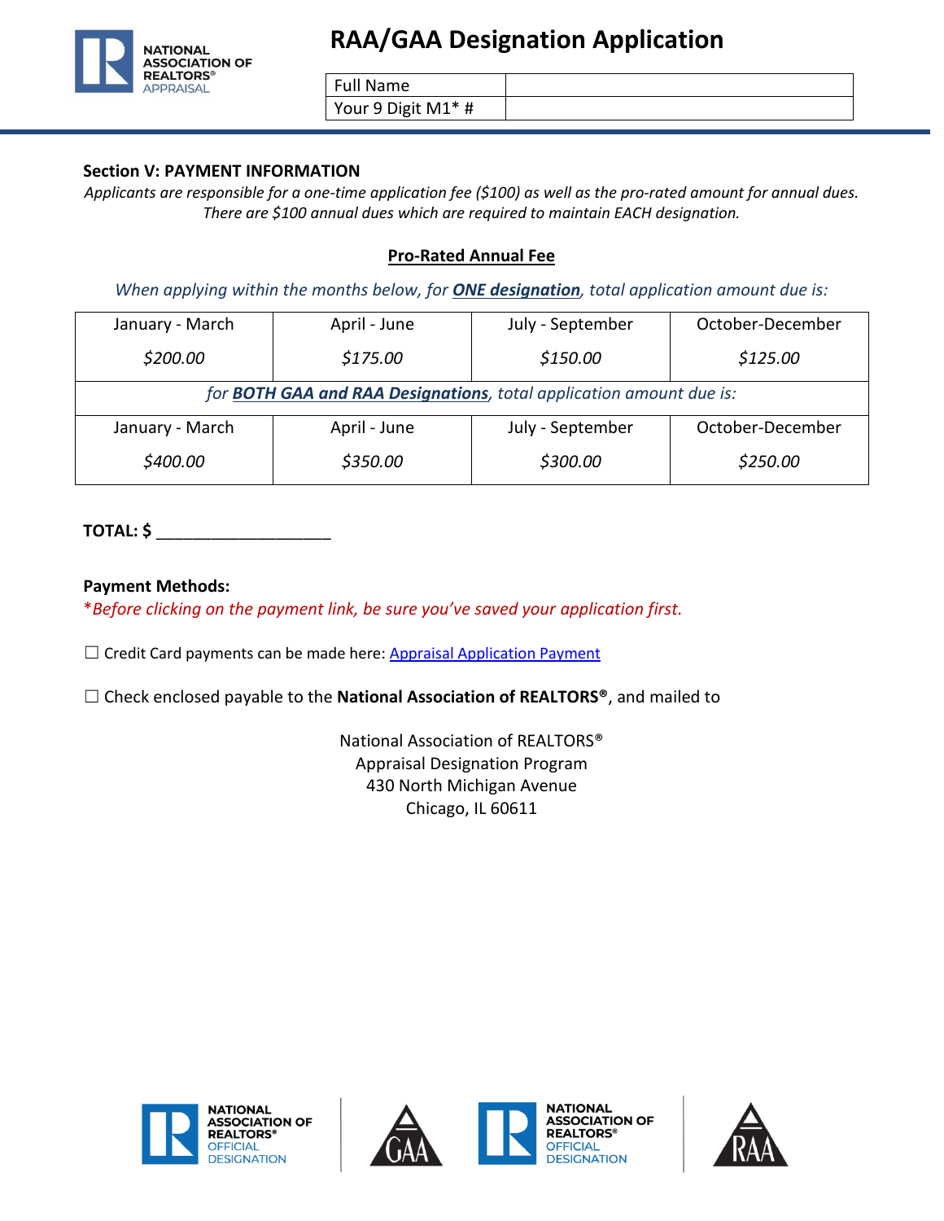# RAA/GAA Designation Application

| Full Name | |
| --- | --- |
| Your 9 Digit M1* # | |

## Section V: PAYMENT INFORMATION

*Applicants are responsible for a one-time application fee ($100) as well as the pro-rated amount for annual dues. There are $100 annual dues which are required to maintain EACH designation.*

### Pro-Rated Annual Fee

*When applying within the months below, for* ***ONE designation****, total application amount due is:*

| January - March | April - June | July - September | October-December |
| --- | --- | --- | --- |
| *$200.00* | *$175.00* | *$150.00* | *$125.00* |
| *for* ***BOTH GAA and RAA Designations****, total application amount due is:* | | | |
| January - March | April - June | July - September | October-December |
| *$400.00* | *$350.00* | *$300.00* | *$250.00* |

**TOTAL: $** ___________________

**Payment Methods:**

**Before clicking on the payment link, be sure you've saved your application first.*

☐ Credit Card payments can be made here: Appraisal Application Payment

☐ Check enclosed payable to the **National Association of REALTORS®**, and mailed to

National Association of REALTORS®
Appraisal Designation Program
430 North Michigan Avenue
Chicago, IL 60611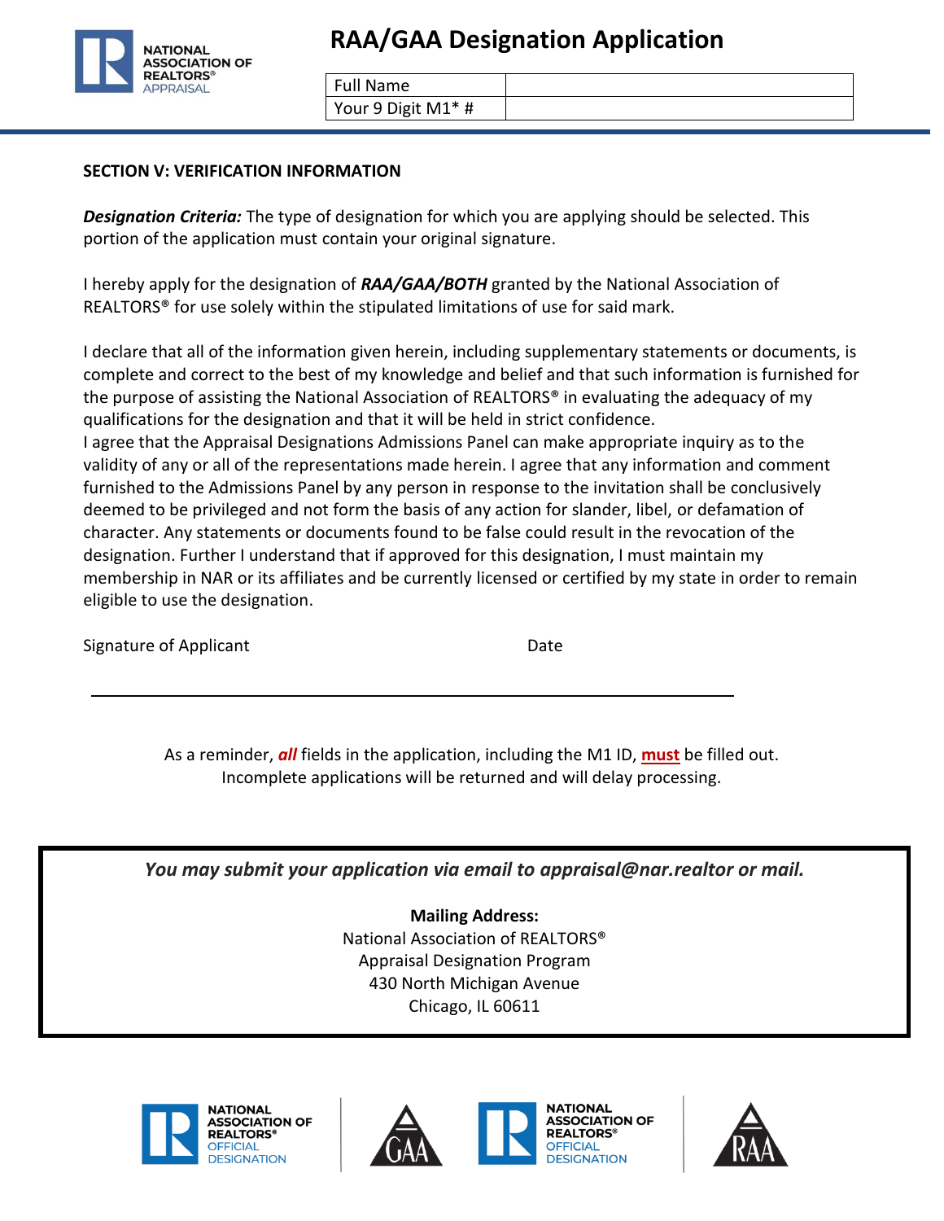# RAA/GAA Designation Application

| | |
|---|---|
| Full Name | |
| Your 9 Digit M1* # | |

**SECTION V: VERIFICATION INFORMATION**

***Designation Criteria:*** The type of designation for which you are applying should be selected. This portion of the application must contain your original signature.

I hereby apply for the designation of ***RAA/GAA/BOTH*** granted by the National Association of REALTORS® for use solely within the stipulated limitations of use for said mark.

I declare that all of the information given herein, including supplementary statements or documents, is complete and correct to the best of my knowledge and belief and that such information is furnished for the purpose of assisting the National Association of REALTORS® in evaluating the adequacy of my qualifications for the designation and that it will be held in strict confidence.
I agree that the Appraisal Designations Admissions Panel can make appropriate inquiry as to the validity of any or all of the representations made herein. I agree that any information and comment furnished to the Admissions Panel by any person in response to the invitation shall be conclusively deemed to be privileged and not form the basis of any action for slander, libel, or defamation of character. Any statements or documents found to be false could result in the revocation of the designation. Further I understand that if approved for this designation, I must maintain my membership in NAR or its affiliates and be currently licensed or certified by my state in order to remain eligible to use the designation.

Signature of Applicant                                        Date

_______________________________________________

As a reminder, ***all*** fields in the application, including the M1 ID, **must** be filled out.
Incomplete applications will be returned and will delay processing.

***You may submit your application via email to appraisal@nar.realtor or mail.***

**Mailing Address:**
National Association of REALTORS®
Appraisal Designation Program
430 North Michigan Avenue
Chicago, IL 60611